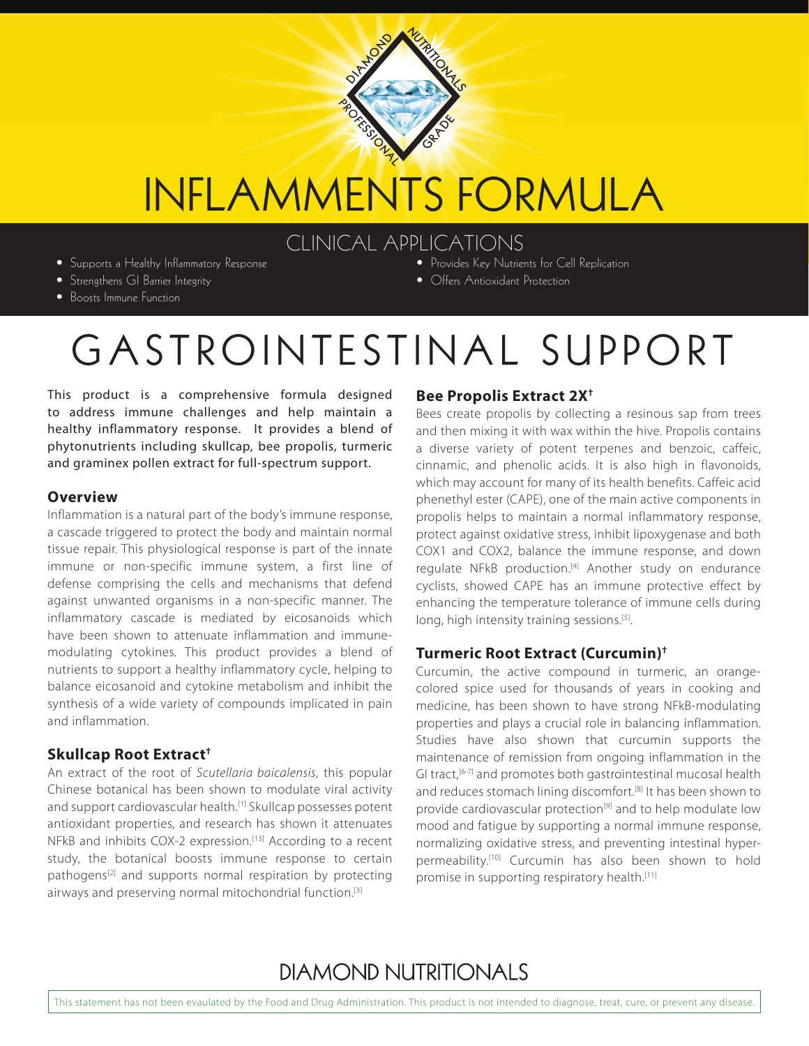DIAMOND NUTRITIONALS PROFESSIONAL GRADE

# INFLAMMENTS FORMULA

## CLINICAL APPLICATIONS

- Supports a Healthy Inflammatory Response
- Strengthens GI Barrier Integrity
- Boosts Immune Function
- Provides Key Nutrients for Cell Replication
- Offers Antioxidant Protection

# GASTROINTESTINAL SUPPORT

This product is a comprehensive formula designed to address immune challenges and help maintain a healthy inflammatory response. It provides a blend of phytonutrients including skullcap, bee propolis, turmeric and graminex pollen extract for full-spectrum support.

### Overview

Inflammation is a natural part of the body's immune response, a cascade triggered to protect the body and maintain normal tissue repair. This physiological response is part of the innate immune or non-specific immune system, a first line of defense comprising the cells and mechanisms that defend against unwanted organisms in a non-specific manner. The inflammatory cascade is mediated by eicosanoids which have been shown to attenuate inflammation and immune-modulating cytokines. This product provides a blend of nutrients to support a healthy inflammatory cycle, helping to balance eicosanoid and cytokine metabolism and inhibit the synthesis of a wide variety of compounds implicated in pain and inflammation.

### Skullcap Root Extract†

An extract of the root of *Scutellaria baicalensis*, this popular Chinese botanical has been shown to modulate viral activity and support cardiovascular health.[1] Skullcap possesses potent antioxidant properties, and research has shown it attenuates NFkB and inhibits COX-2 expression.[13] According to a recent study, the botanical boosts immune response to certain pathogens[2] and supports normal respiration by protecting airways and preserving normal mitochondrial function.[3]

### Bee Propolis Extract 2X†

Bees create propolis by collecting a resinous sap from trees and then mixing it with wax within the hive. Propolis contains a diverse variety of potent terpenes and benzoic, caffeic, cinnamic, and phenolic acids. It is also high in flavonoids, which may account for many of its health benefits. Caffeic acid phenethyl ester (CAPE), one of the main active components in propolis helps to maintain a normal inflammatory response, protect against oxidative stress, inhibit lipoxygenase and both COX1 and COX2, balance the immune response, and down regulate NFkB production.[4] Another study on endurance cyclists, showed CAPE has an immune protective effect by enhancing the temperature tolerance of immune cells during long, high intensity training sessions.[5].

### Turmeric Root Extract (Curcumin)†

Curcumin, the active compound in turmeric, an orange-colored spice used for thousands of years in cooking and medicine, has been shown to have strong NFkB-modulating properties and plays a crucial role in balancing inflammation. Studies have also shown that curcumin supports the maintenance of remission from ongoing inflammation in the GI tract,[6-7] and promotes both gastrointestinal mucosal health and reduces stomach lining discomfort.[8] It has been shown to provide cardiovascular protection[9] and to help modulate low mood and fatigue by supporting a normal immune response, normalizing oxidative stress, and preventing intestinal hyper-permeability.[10] Curcumin has also been shown to hold promise in supporting respiratory health.[11]

DIAMOND NUTRITIONALS

This statement has not been evaulated by the Food and Drug Administration. This product is not intended to diagnose, treat, cure, or prevent any disease.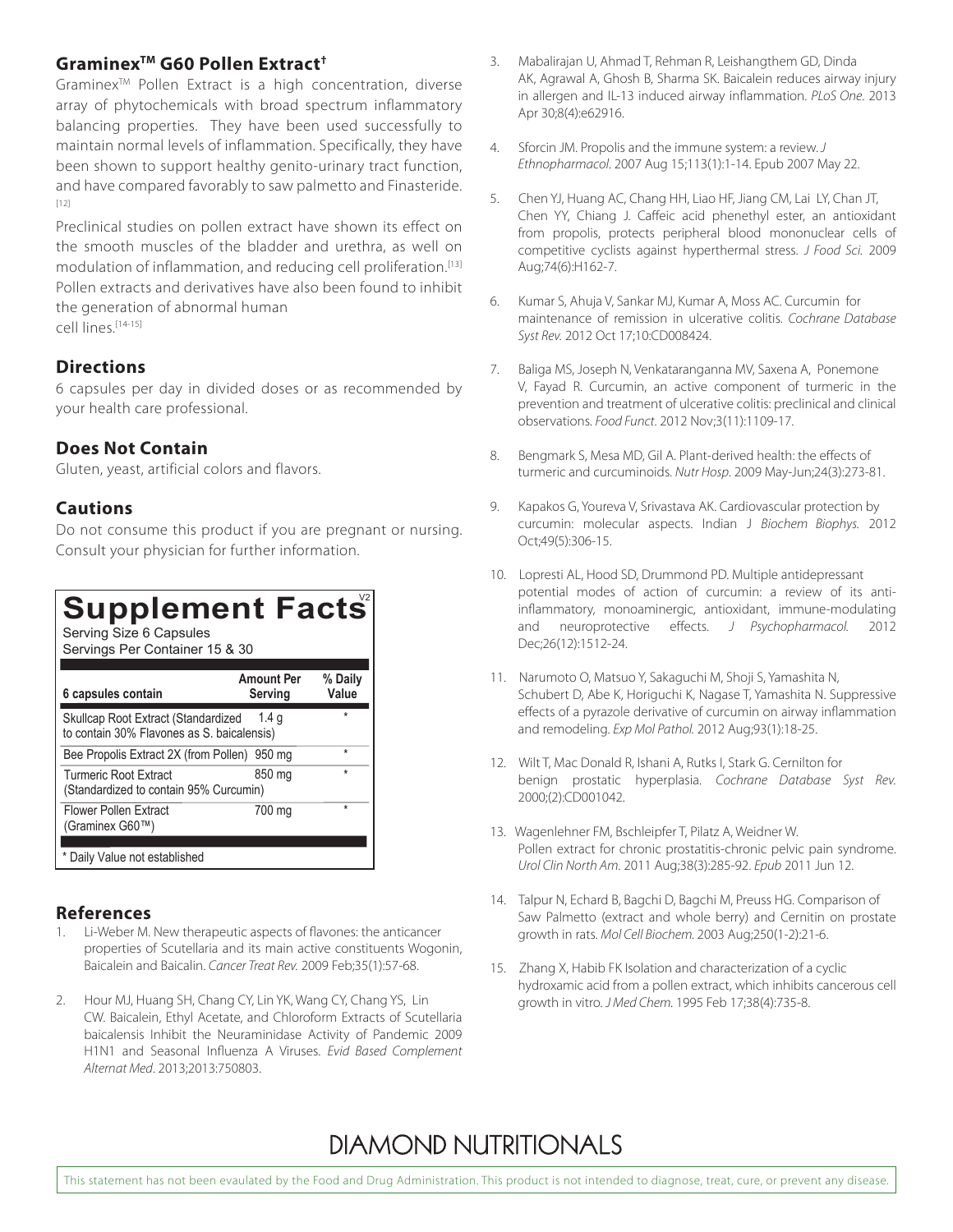## Graminex™ G60 Pollen Extract†

Graminex™ Pollen Extract is a high concentration, diverse array of phytochemicals with broad spectrum inflammatory balancing properties. They have been used successfully to maintain normal levels of inflammation. Specifically, they have been shown to support healthy genito-urinary tract function, and have compared favorably to saw palmetto and Finasteride.[12]

Preclinical studies on pollen extract have shown its effect on the smooth muscles of the bladder and urethra, as well on modulation of inflammation, and reducing cell proliferation.[13] Pollen extracts and derivatives have also been found to inhibit the generation of abnormal human cell lines.[14-15]

## Directions

6 capsules per day in divided doses or as recommended by your health care professional.

## Does Not Contain

Gluten, yeast, artificial colors and flavors.

## Cautions

Do not consume this product if you are pregnant or nursing. Consult your physician for further information.

### Supplement Facts

V2

Serving Size 6 Capsules
Servings Per Container 15 & 30

| 6 capsules contain | Amount Per Serving | % Daily Value |
|---|---|---|
| Skullcap Root Extract (Standardized to contain 30% Flavones as S. baicalensis) | 1.4 g | * |
| Bee Propolis Extract 2X (from Pollen) | 950 mg | * |
| Turmeric Root Extract (Standardized to contain 95% Curcumin) | 850 mg | * |
| Flower Pollen Extract (Graminex G60™) | 700 mg | * |

\* Daily Value not established

## References

1. Li-Weber M. New therapeutic aspects of flavones: the anticancer properties of Scutellaria and its main active constituents Wogonin, Baicalein and Baicalin. *Cancer Treat Rev.* 2009 Feb;35(1):57-68.
2. Hour MJ, Huang SH, Chang CY, Lin YK, Wang CY, Chang YS, Lin CW. Baicalein, Ethyl Acetate, and Chloroform Extracts of Scutellaria baicalensis Inhibit the Neuraminidase Activity of Pandemic 2009 H1N1 and Seasonal Influenza A Viruses. *Evid Based Complement Alternat Med*. 2013;2013:750803.
3. Mabalirajan U, Ahmad T, Rehman R, Leishangthem GD, Dinda AK, Agrawal A, Ghosh B, Sharma SK. Baicalein reduces airway injury in allergen and IL-13 induced airway inflammation. *PLoS One.* 2013 Apr 30;8(4):e62916.
4. Sforcin JM. Propolis and the immune system: a review. *J Ethnopharmacol*. 2007 Aug 15;113(1):1-14. Epub 2007 May 22.
5. Chen YJ, Huang AC, Chang HH, Liao HF, Jiang CM, Lai LY, Chan JT, Chen YY, Chiang J. Caffeic acid phenethyl ester, an antioxidant from propolis, protects peripheral blood mononuclear cells of competitive cyclists against hyperthermal stress. *J Food Sci.* 2009 Aug;74(6):H162-7.
6. Kumar S, Ahuja V, Sankar MJ, Kumar A, Moss AC. Curcumin for maintenance of remission in ulcerative colitis. *Cochrane Database Syst Rev.* 2012 Oct 17;10:CD008424.
7. Baliga MS, Joseph N, Venkataranganna MV, Saxena A, Ponemone V, Fayad R. Curcumin, an active component of turmeric in the prevention and treatment of ulcerative colitis: preclinical and clinical observations. *Food Funct*. 2012 Nov;3(11):1109-17.
8. Bengmark S, Mesa MD, Gil A. Plant-derived health: the effects of turmeric and curcuminoids. *Nutr Hosp.* 2009 May-Jun;24(3):273-81.
9. Kapakos G, Youreva V, Srivastava AK. Cardiovascular protection by curcumin: molecular aspects. Indian J *Biochem Biophys.* 2012 Oct;49(5):306-15.
10. Lopresti AL, Hood SD, Drummond PD. Multiple antidepressant potential modes of action of curcumin: a review of its anti-inflammatory, monoaminergic, antioxidant, immune-modulating and neuroprotective effects. *J Psychopharmacol.* 2012 Dec;26(12):1512-24.
11. Narumoto O, Matsuo Y, Sakaguchi M, Shoji S, Yamashita N, Schubert D, Abe K, Horiguchi K, Nagase T, Yamashita N. Suppressive effects of a pyrazole derivative of curcumin on airway inflammation and remodeling. *Exp Mol Pathol.* 2012 Aug;93(1):18-25.
12. Wilt T, Mac Donald R, Ishani A, Rutks I, Stark G. Cernilton for benign prostatic hyperplasia. *Cochrane Database Syst Rev.* 2000;(2):CD001042.
13. Wagenlehner FM, Bschleipfer T, Pilatz A, Weidner W. Pollen extract for chronic prostatitis-chronic pelvic pain syndrome. *Urol Clin North Am*. 2011 Aug;38(3):285-92. *Epub* 2011 Jun 12.
14. Talpur N, Echard B, Bagchi D, Bagchi M, Preuss HG. Comparison of Saw Palmetto (extract and whole berry) and Cernitin on prostate growth in rats. *Mol Cell Biochem.* 2003 Aug;250(1-2):21-6.
15. Zhang X, Habib FK Isolation and characterization of a cyclic hydroxamic acid from a pollen extract, which inhibits cancerous cell growth in vitro. *J Med Chem.* 1995 Feb 17;38(4):735-8.

DIAMOND NUTRITIONALS

This statement has not been evaulated by the Food and Drug Administration. This product is not intended to diagnose, treat, cure, or prevent any disease.